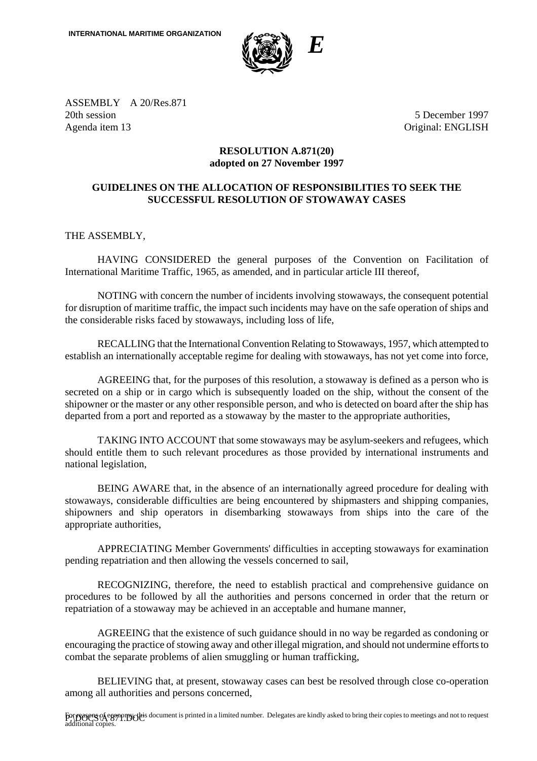INTERNATIONAL MARITIME ORGANIZATION

*E*

ASSEMBLY A 20/Res.871
20th session
Agenda item 13

5 December 1997
Original: ENGLISH

**RESOLUTION A.871(20)**
**adopted on 27 November 1997**

**GUIDELINES ON THE ALLOCATION OF RESPONSIBILITIES TO SEEK THE SUCCESSFUL RESOLUTION OF STOWAWAY CASES**

THE ASSEMBLY,

HAVING CONSIDERED the general purposes of the Convention on Facilitation of International Maritime Traffic, 1965, as amended, and in particular article III thereof,

NOTING with concern the number of incidents involving stowaways, the consequent potential for disruption of maritime traffic, the impact such incidents may have on the safe operation of ships and the considerable risks faced by stowaways, including loss of life,

RECALLING that the International Convention Relating to Stowaways, 1957, which attempted to establish an internationally acceptable regime for dealing with stowaways, has not yet come into force,

AGREEING that, for the purposes of this resolution, a stowaway is defined as a person who is secreted on a ship or in cargo which is subsequently loaded on the ship, without the consent of the shipowner or the master or any other responsible person, and who is detected on board after the ship has departed from a port and reported as a stowaway by the master to the appropriate authorities,

TAKING INTO ACCOUNT that some stowaways may be asylum-seekers and refugees, which should entitle them to such relevant procedures as those provided by international instruments and national legislation,

BEING AWARE that, in the absence of an internationally agreed procedure for dealing with stowaways, considerable difficulties are being encountered by shipmasters and shipping companies, shipowners and ship operators in disembarking stowaways from ships into the care of the appropriate authorities,

APPRECIATING Member Governments' difficulties in accepting stowaways for examination pending repatriation and then allowing the vessels concerned to sail,

RECOGNIZING, therefore, the need to establish practical and comprehensive guidance on procedures to be followed by all the authorities and persons concerned in order that the return or repatriation of a stowaway may be achieved in an acceptable and humane manner,

AGREEING that the existence of such guidance should in no way be regarded as condoning or encouraging the practice of stowing away and other illegal migration, and should not undermine efforts to combat the separate problems of alien smuggling or human trafficking,

BELIEVING that, at present, stowaway cases can best be resolved through close co-operation among all authorities and persons concerned,

For reasons of economy, this document is printed in a limited number. Delegates are kindly asked to bring their copies to meetings and not to request additional copies.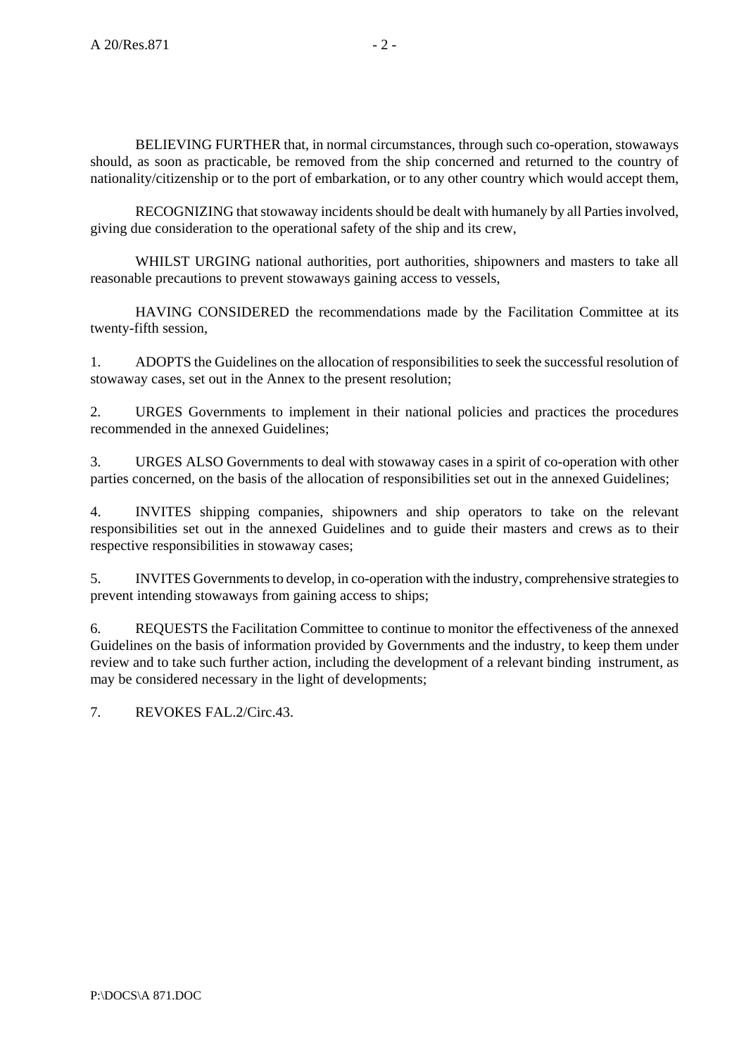BELIEVING FURTHER that, in normal circumstances, through such co-operation, stowaways should, as soon as practicable, be removed from the ship concerned and returned to the country of nationality/citizenship or to the port of embarkation, or to any other country which would accept them,

RECOGNIZING that stowaway incidents should be dealt with humanely by all Parties involved, giving due consideration to the operational safety of the ship and its crew,

WHILST URGING national authorities, port authorities, shipowners and masters to take all reasonable precautions to prevent stowaways gaining access to vessels,

HAVING CONSIDERED the recommendations made by the Facilitation Committee at its twenty-fifth session,

1. ADOPTS the Guidelines on the allocation of responsibilities to seek the successful resolution of stowaway cases, set out in the Annex to the present resolution;

2. URGES Governments to implement in their national policies and practices the procedures recommended in the annexed Guidelines;

3. URGES ALSO Governments to deal with stowaway cases in a spirit of co-operation with other parties concerned, on the basis of the allocation of responsibilities set out in the annexed Guidelines;

4. INVITES shipping companies, shipowners and ship operators to take on the relevant responsibilities set out in the annexed Guidelines and to guide their masters and crews as to their respective responsibilities in stowaway cases;

5. INVITES Governments to develop, in co-operation with the industry, comprehensive strategies to prevent intending stowaways from gaining access to ships;

6. REQUESTS the Facilitation Committee to continue to monitor the effectiveness of the annexed Guidelines on the basis of information provided by Governments and the industry, to keep them under review and to take such further action, including the development of a relevant binding instrument, as may be considered necessary in the light of developments;

7. REVOKES FAL.2/Circ.43.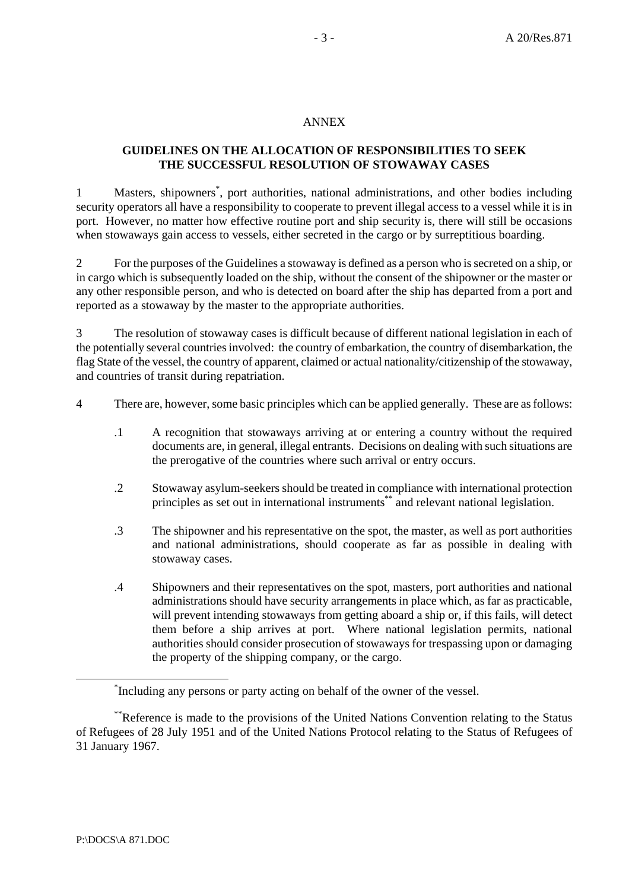ANNEX

## GUIDELINES ON THE ALLOCATION OF RESPONSIBILITIES TO SEEK THE SUCCESSFUL RESOLUTION OF STOWAWAY CASES

1 Masters, shipowners[*], port authorities, national administrations, and other bodies including security operators all have a responsibility to cooperate to prevent illegal access to a vessel while it is in port. However, no matter how effective routine port and ship security is, there will still be occasions when stowaways gain access to vessels, either secreted in the cargo or by surreptitious boarding.

2 For the purposes of the Guidelines a stowaway is defined as a person who is secreted on a ship, or in cargo which is subsequently loaded on the ship, without the consent of the shipowner or the master or any other responsible person, and who is detected on board after the ship has departed from a port and reported as a stowaway by the master to the appropriate authorities.

3 The resolution of stowaway cases is difficult because of different national legislation in each of the potentially several countries involved: the country of embarkation, the country of disembarkation, the flag State of the vessel, the country of apparent, claimed or actual nationality/citizenship of the stowaway, and countries of transit during repatriation.

4 There are, however, some basic principles which can be applied generally. These are as follows:

- .1 A recognition that stowaways arriving at or entering a country without the required documents are, in general, illegal entrants. Decisions on dealing with such situations are the prerogative of the countries where such arrival or entry occurs.

- .2 Stowaway asylum-seekers should be treated in compliance with international protection principles as set out in international instruments[**] and relevant national legislation.

- .3 The shipowner and his representative on the spot, the master, as well as port authorities and national administrations, should cooperate as far as possible in dealing with stowaway cases.

- .4 Shipowners and their representatives on the spot, masters, port authorities and national administrations should have security arrangements in place which, as far as practicable, will prevent intending stowaways from getting aboard a ship or, if this fails, will detect them before a ship arrives at port. Where national legislation permits, national authorities should consider prosecution of stowaways for trespassing upon or damaging the property of the shipping company, or the cargo.

---

[*] Including any persons or party acting on behalf of the owner of the vessel.

[**] Reference is made to the provisions of the United Nations Convention relating to the Status of Refugees of 28 July 1951 and of the United Nations Protocol relating to the Status of Refugees of 31 January 1967.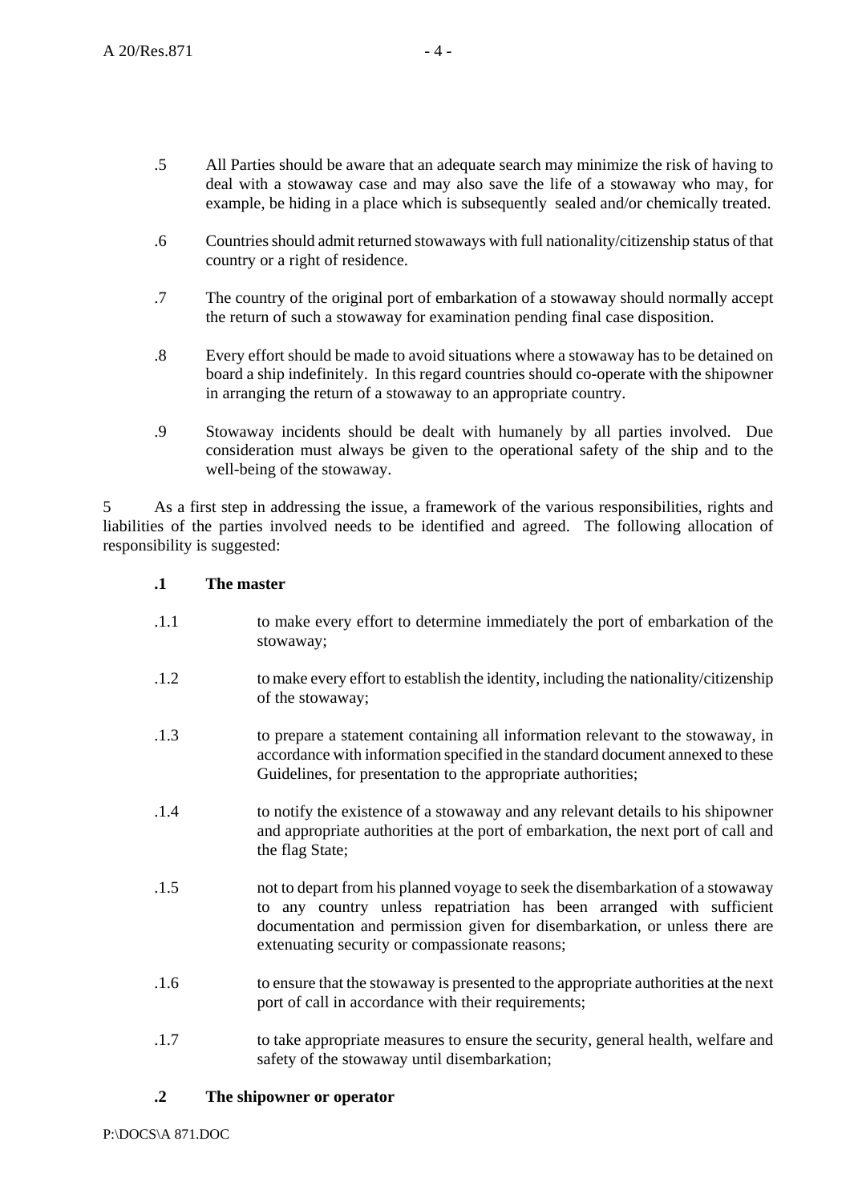.5 All Parties should be aware that an adequate search may minimize the risk of having to deal with a stowaway case and may also save the life of a stowaway who may, for example, be hiding in a place which is subsequently sealed and/or chemically treated.

.6 Countries should admit returned stowaways with full nationality/citizenship status of that country or a right of residence.

.7 The country of the original port of embarkation of a stowaway should normally accept the return of such a stowaway for examination pending final case disposition.

.8 Every effort should be made to avoid situations where a stowaway has to be detained on board a ship indefinitely. In this regard countries should co-operate with the shipowner in arranging the return of a stowaway to an appropriate country.

.9 Stowaway incidents should be dealt with humanely by all parties involved. Due consideration must always be given to the operational safety of the ship and to the well-being of the stowaway.

5 As a first step in addressing the issue, a framework of the various responsibilities, rights and liabilities of the parties involved needs to be identified and agreed. The following allocation of responsibility is suggested:

**.1 The master**

.1.1 to make every effort to determine immediately the port of embarkation of the stowaway;

.1.2 to make every effort to establish the identity, including the nationality/citizenship of the stowaway;

.1.3 to prepare a statement containing all information relevant to the stowaway, in accordance with information specified in the standard document annexed to these Guidelines, for presentation to the appropriate authorities;

.1.4 to notify the existence of a stowaway and any relevant details to his shipowner and appropriate authorities at the port of embarkation, the next port of call and the flag State;

.1.5 not to depart from his planned voyage to seek the disembarkation of a stowaway to any country unless repatriation has been arranged with sufficient documentation and permission given for disembarkation, or unless there are extenuating security or compassionate reasons;

.1.6 to ensure that the stowaway is presented to the appropriate authorities at the next port of call in accordance with their requirements;

.1.7 to take appropriate measures to ensure the security, general health, welfare and safety of the stowaway until disembarkation;

**.2 The shipowner or operator**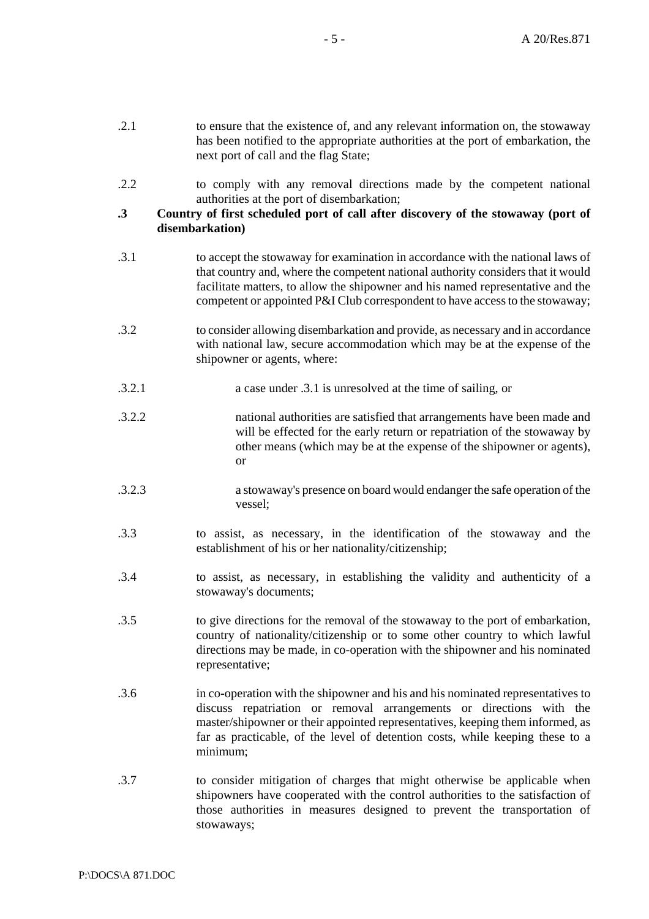.2.1 to ensure that the existence of, and any relevant information on, the stowaway has been notified to the appropriate authorities at the port of embarkation, the next port of call and the flag State;

.2.2 to comply with any removal directions made by the competent national authorities at the port of disembarkation;

**.3 Country of first scheduled port of call after discovery of the stowaway (port of disembarkation)**

.3.1 to accept the stowaway for examination in accordance with the national laws of that country and, where the competent national authority considers that it would facilitate matters, to allow the shipowner and his named representative and the competent or appointed P&I Club correspondent to have access to the stowaway;

.3.2 to consider allowing disembarkation and provide, as necessary and in accordance with national law, secure accommodation which may be at the expense of the shipowner or agents, where:

.3.2.1 a case under .3.1 is unresolved at the time of sailing, or

.3.2.2 national authorities are satisfied that arrangements have been made and will be effected for the early return or repatriation of the stowaway by other means (which may be at the expense of the shipowner or agents), or

.3.2.3 a stowaway's presence on board would endanger the safe operation of the vessel;

.3.3 to assist, as necessary, in the identification of the stowaway and the establishment of his or her nationality/citizenship;

.3.4 to assist, as necessary, in establishing the validity and authenticity of a stowaway's documents;

.3.5 to give directions for the removal of the stowaway to the port of embarkation, country of nationality/citizenship or to some other country to which lawful directions may be made, in co-operation with the shipowner and his nominated representative;

.3.6 in co-operation with the shipowner and his and his nominated representatives to discuss repatriation or removal arrangements or directions with the master/shipowner or their appointed representatives, keeping them informed, as far as practicable, of the level of detention costs, while keeping these to a minimum;

.3.7 to consider mitigation of charges that might otherwise be applicable when shipowners have cooperated with the control authorities to the satisfaction of those authorities in measures designed to prevent the transportation of stowaways;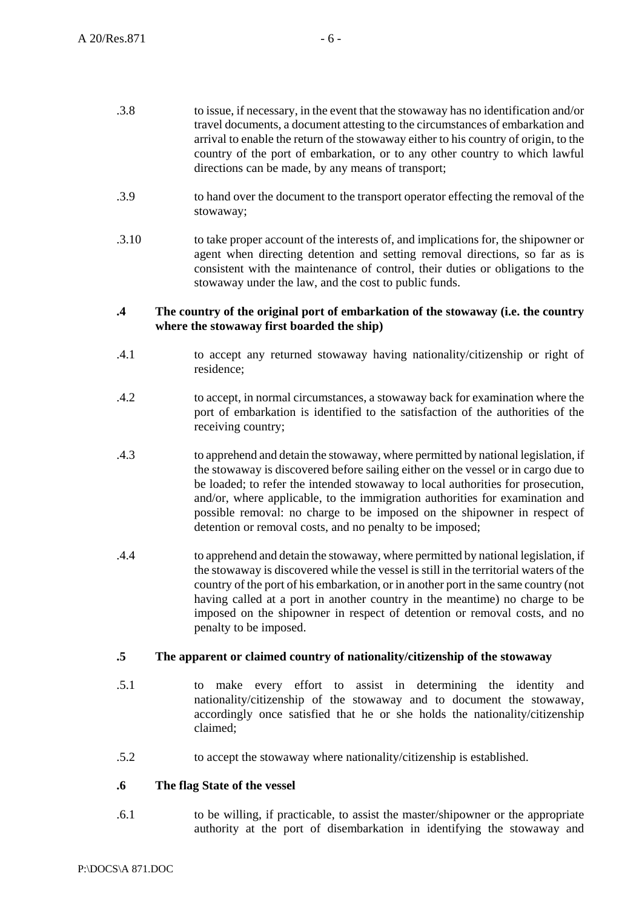.3.8 to issue, if necessary, in the event that the stowaway has no identification and/or travel documents, a document attesting to the circumstances of embarkation and arrival to enable the return of the stowaway either to his country of origin, to the country of the port of embarkation, or to any other country to which lawful directions can be made, by any means of transport;

.3.9 to hand over the document to the transport operator effecting the removal of the stowaway;

.3.10 to take proper account of the interests of, and implications for, the shipowner or agent when directing detention and setting removal directions, so far as is consistent with the maintenance of control, their duties or obligations to the stowaway under the law, and the cost to public funds.

**.4 The country of the original port of embarkation of the stowaway (i.e. the country where the stowaway first boarded the ship)**

.4.1 to accept any returned stowaway having nationality/citizenship or right of residence;

.4.2 to accept, in normal circumstances, a stowaway back for examination where the port of embarkation is identified to the satisfaction of the authorities of the receiving country;

.4.3 to apprehend and detain the stowaway, where permitted by national legislation, if the stowaway is discovered before sailing either on the vessel or in cargo due to be loaded; to refer the intended stowaway to local authorities for prosecution, and/or, where applicable, to the immigration authorities for examination and possible removal: no charge to be imposed on the shipowner in respect of detention or removal costs, and no penalty to be imposed;

.4.4 to apprehend and detain the stowaway, where permitted by national legislation, if the stowaway is discovered while the vessel is still in the territorial waters of the country of the port of his embarkation, or in another port in the same country (not having called at a port in another country in the meantime) no charge to be imposed on the shipowner in respect of detention or removal costs, and no penalty to be imposed.

**.5 The apparent or claimed country of nationality/citizenship of the stowaway**

.5.1 to make every effort to assist in determining the identity and nationality/citizenship of the stowaway and to document the stowaway, accordingly once satisfied that he or she holds the nationality/citizenship claimed;

.5.2 to accept the stowaway where nationality/citizenship is established.

**.6 The flag State of the vessel**

.6.1 to be willing, if practicable, to assist the master/shipowner or the appropriate authority at the port of disembarkation in identifying the stowaway and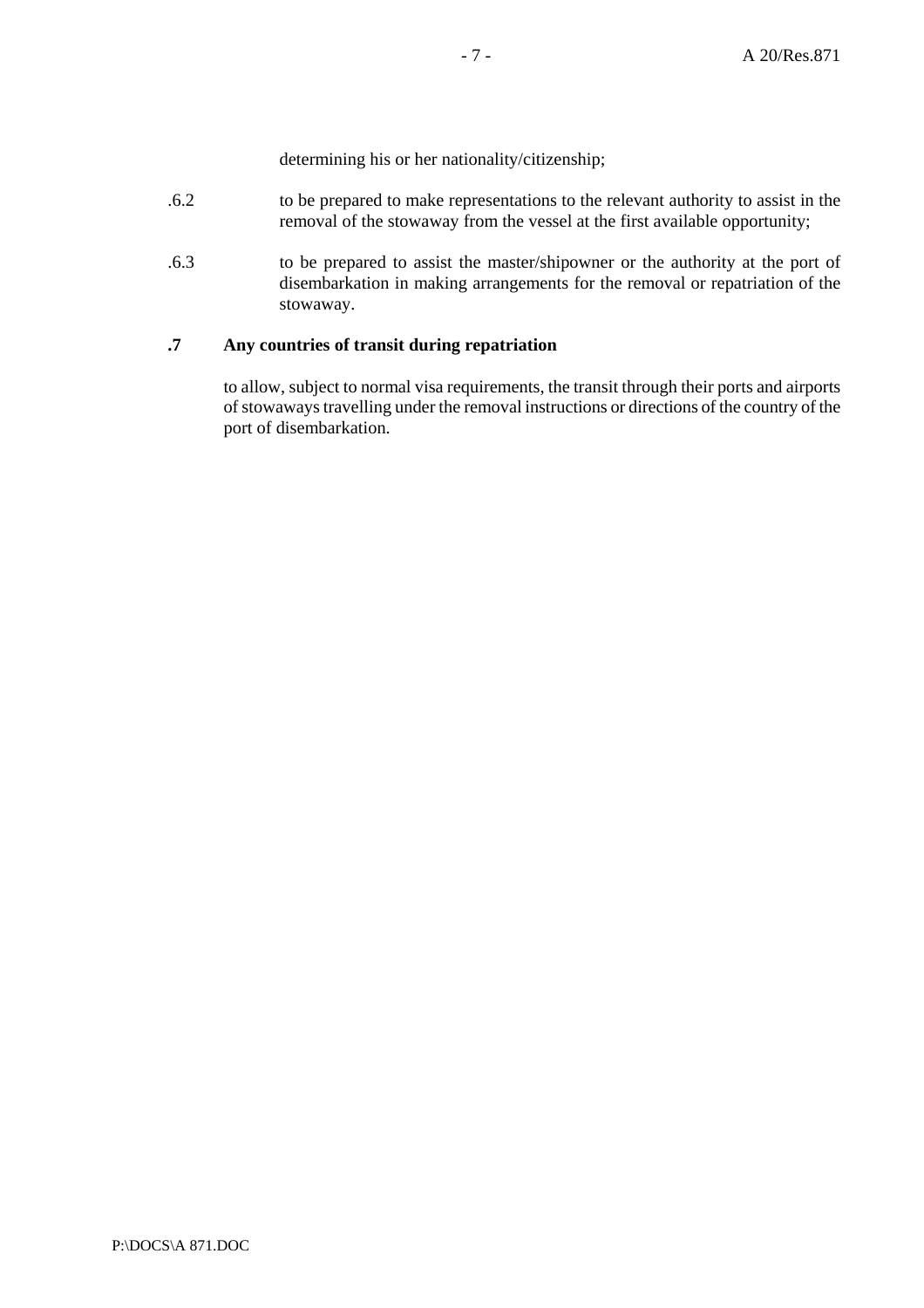determining his or her nationality/citizenship;

.6.2 to be prepared to make representations to the relevant authority to assist in the removal of the stowaway from the vessel at the first available opportunity;

.6.3 to be prepared to assist the master/shipowner or the authority at the port of disembarkation in making arrangements for the removal or repatriation of the stowaway.

**.7 Any countries of transit during repatriation**

to allow, subject to normal visa requirements, the transit through their ports and airports of stowaways travelling under the removal instructions or directions of the country of the port of disembarkation.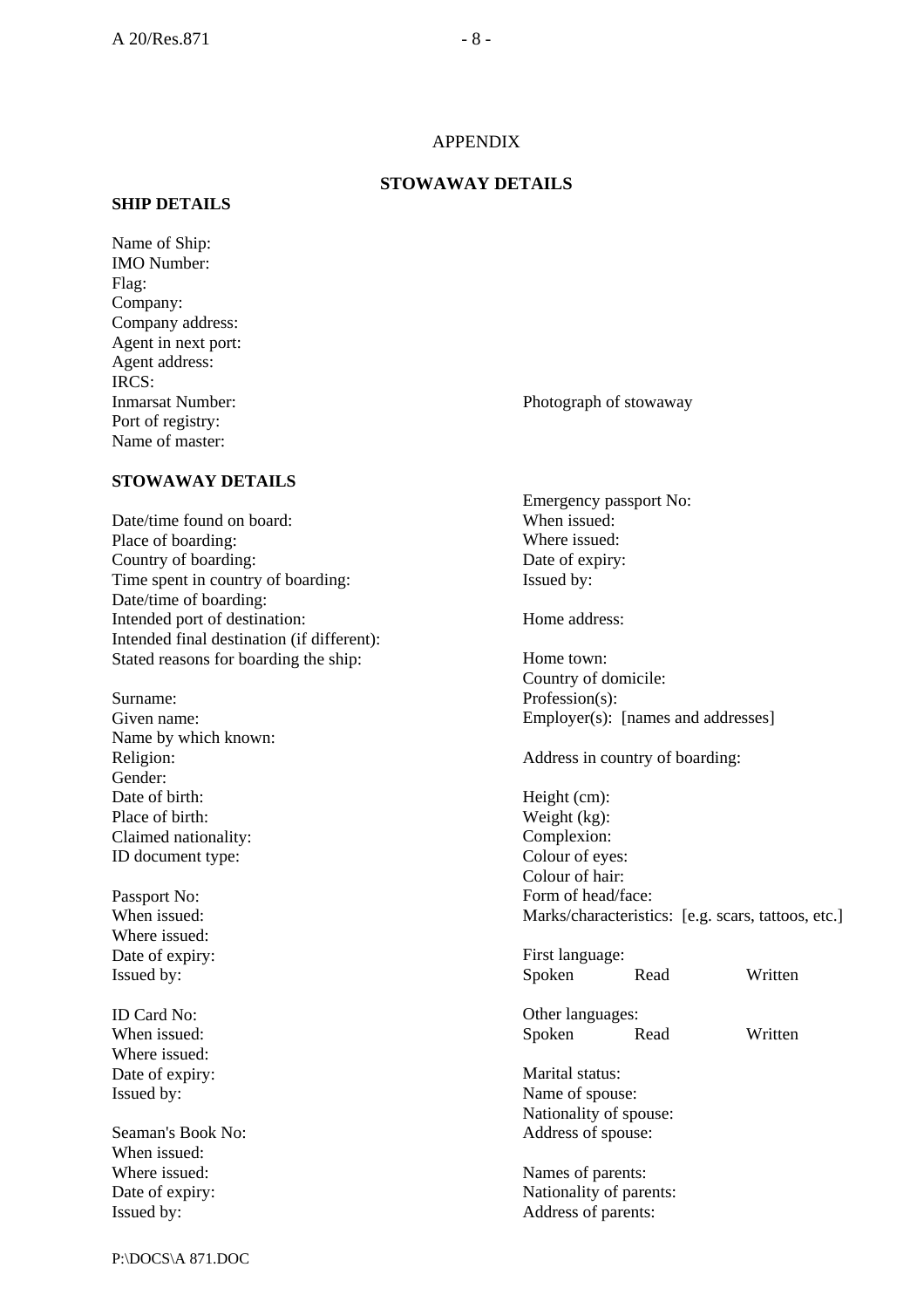APPENDIX

## STOWAWAY DETAILS

### SHIP DETAILS

Name of Ship:
IMO Number:
Flag:
Company:
Company address:
Agent in next port:
Agent address:
IRCS:
Inmarsat Number:
Port of registry:
Name of master:

Photograph of stowaway

### STOWAWAY DETAILS

Date/time found on board:
Place of boarding:
Country of boarding:
Time spent in country of boarding:
Date/time of boarding:
Intended port of destination:
Intended final destination (if different):
Stated reasons for boarding the ship:

Surname:
Given name:
Name by which known:
Religion:
Gender:
Date of birth:
Place of birth:
Claimed nationality:
ID document type:

Passport No:
When issued:
Where issued:
Date of expiry:
Issued by:

ID Card No:
When issued:
Where issued:
Date of expiry:
Issued by:

Seaman's Book No:
When issued:
Where issued:
Date of expiry:
Issued by:

Emergency passport No:
When issued:
Where issued:
Date of expiry:
Issued by:

Home address:

Home town:
Country of domicile:
Profession(s):
Employer(s): [names and addresses]

Address in country of boarding:

Height (cm):
Weight (kg):
Complexion:
Colour of eyes:
Colour of hair:
Form of head/face:
Marks/characteristics: [e.g. scars, tattoos, etc.]

First language:
Spoken Read Written

Other languages:
Spoken Read Written

Marital status:
Name of spouse:
Nationality of spouse:
Address of spouse:

Names of parents:
Nationality of parents:
Address of parents: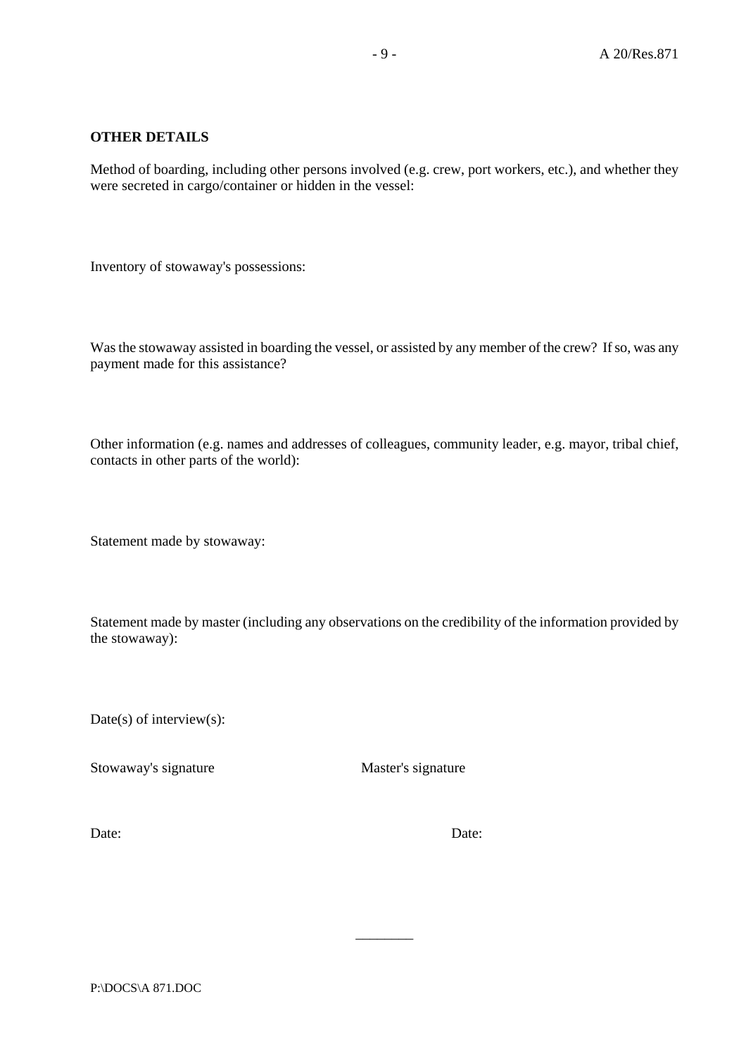**OTHER DETAILS**

Method of boarding, including other persons involved (e.g. crew, port workers, etc.), and whether they were secreted in cargo/container or hidden in the vessel:

Inventory of stowaway's possessions:

Was the stowaway assisted in boarding the vessel, or assisted by any member of the crew? If so, was any payment made for this assistance?

Other information (e.g. names and addresses of colleagues, community leader, e.g. mayor, tribal chief, contacts in other parts of the world):

Statement made by stowaway:

Statement made by master (including any observations on the credibility of the information provided by the stowaway):

Date(s) of interview(s):

Stowaway's signature

Master's signature

Date:

Date:

\_\_\_\_\_\_\_\_

P:\DOCS\A 871.DOC